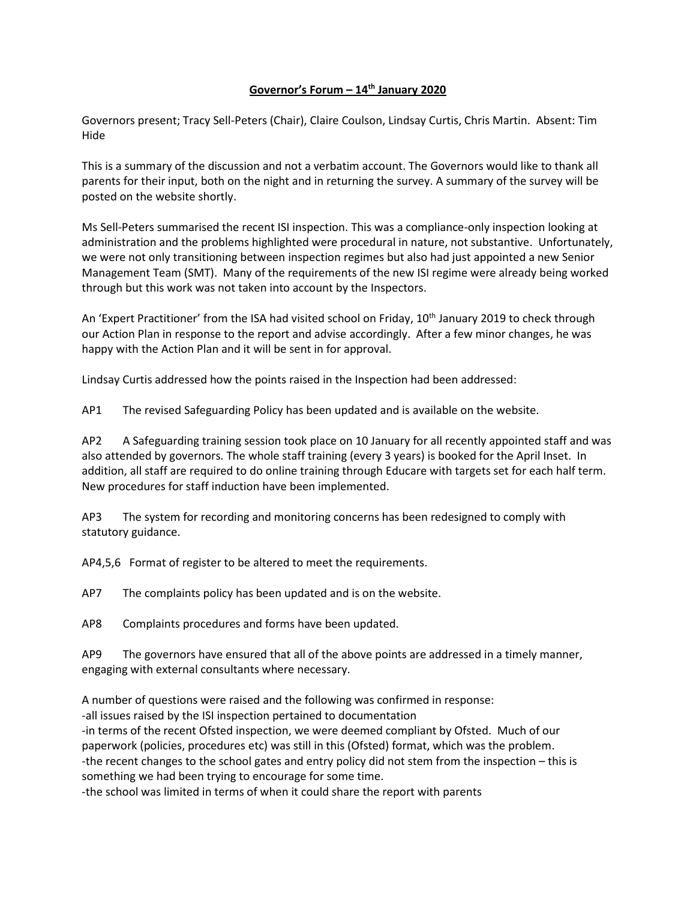# **Governor's Forum – 14th January 2020**

Governors present; Tracy Sell-Peters (Chair), Claire Coulson, Lindsay Curtis, Chris Martin. Absent: Tim Hide

This is a summary of the discussion and not a verbatim account. The Governors would like to thank all parents for their input, both on the night and in returning the survey. A summary of the survey will be posted on the website shortly.

Ms Sell-Peters summarised the recent ISI inspection. This was a compliance-only inspection looking at administration and the problems highlighted were procedural in nature, not substantive. Unfortunately, we were not only transitioning between inspection regimes but also had just appointed a new Senior Management Team (SMT). Many of the requirements of the new ISI regime were already being worked through but this work was not taken into account by the Inspectors.

An 'Expert Practitioner' from the ISA had visited school on Friday, 10th January 2019 to check through our Action Plan in response to the report and advise accordingly. After a few minor changes, he was happy with the Action Plan and it will be sent in for approval.

Lindsay Curtis addressed how the points raised in the Inspection had been addressed:

AP1 The revised Safeguarding Policy has been updated and is available on the website.

AP2 A Safeguarding training session took place on 10 January for all recently appointed staff and was also attended by governors. The whole staff training (every 3 years) is booked for the April Inset. In addition, all staff are required to do online training through Educare with targets set for each half term. New procedures for staff induction have been implemented.

AP3 The system for recording and monitoring concerns has been redesigned to comply with statutory guidance.

AP4,5,6 Format of register to be altered to meet the requirements.

AP7 The complaints policy has been updated and is on the website.

AP8 Complaints procedures and forms have been updated.

AP9 The governors have ensured that all of the above points are addressed in a timely manner, engaging with external consultants where necessary.

A number of questions were raised and the following was confirmed in response:

-all issues raised by the ISI inspection pertained to documentation

-in terms of the recent Ofsted inspection, we were deemed compliant by Ofsted. Much of our paperwork (policies, procedures etc) was still in this (Ofsted) format, which was the problem.

-the recent changes to the school gates and entry policy did not stem from the inspection – this is something we had been trying to encourage for some time.

-the school was limited in terms of when it could share the report with parents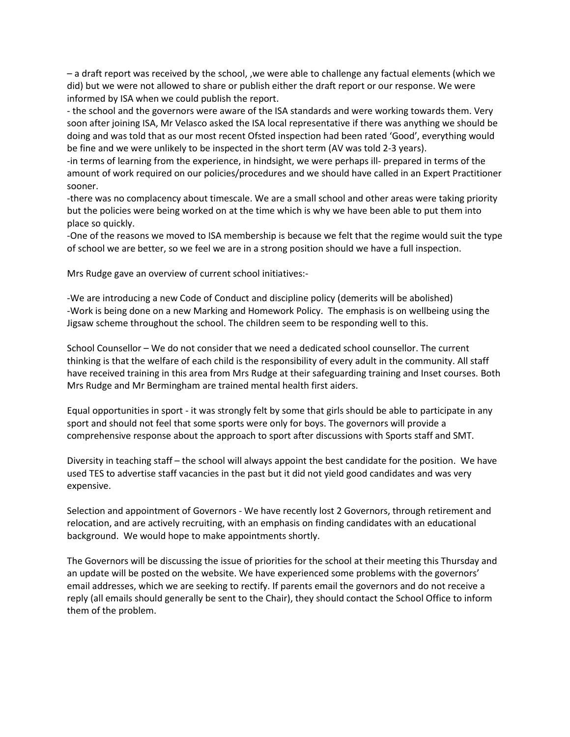– a draft report was received by the school, ,we were able to challenge any factual elements (which we did) but we were not allowed to share or publish either the draft report or our response. We were informed by ISA when we could publish the report.

- the school and the governors were aware of the ISA standards and were working towards them. Very soon after joining ISA, Mr Velasco asked the ISA local representative if there was anything we should be doing and was told that as our most recent Ofsted inspection had been rated 'Good', everything would be fine and we were unlikely to be inspected in the short term (AV was told 2-3 years).

-in terms of learning from the experience, in hindsight, we were perhaps ill- prepared in terms of the amount of work required on our policies/procedures and we should have called in an Expert Practitioner sooner.

-there was no complacency about timescale. We are a small school and other areas were taking priority but the policies were being worked on at the time which is why we have been able to put them into place so quickly.

-One of the reasons we moved to ISA membership is because we felt that the regime would suit the type of school we are better, so we feel we are in a strong position should we have a full inspection.

Mrs Rudge gave an overview of current school initiatives:-

-We are introducing a new Code of Conduct and discipline policy (demerits will be abolished)
-Work is being done on a new Marking and Homework Policy. The emphasis is on wellbeing using the Jigsaw scheme throughout the school. The children seem to be responding well to this.

School Counsellor – We do not consider that we need a dedicated school counsellor. The current thinking is that the welfare of each child is the responsibility of every adult in the community. All staff have received training in this area from Mrs Rudge at their safeguarding training and Inset courses. Both Mrs Rudge and Mr Bermingham are trained mental health first aiders.

Equal opportunities in sport - it was strongly felt by some that girls should be able to participate in any sport and should not feel that some sports were only for boys. The governors will provide a comprehensive response about the approach to sport after discussions with Sports staff and SMT.

Diversity in teaching staff – the school will always appoint the best candidate for the position. We have used TES to advertise staff vacancies in the past but it did not yield good candidates and was very expensive.

Selection and appointment of Governors - We have recently lost 2 Governors, through retirement and relocation, and are actively recruiting, with an emphasis on finding candidates with an educational background. We would hope to make appointments shortly.

The Governors will be discussing the issue of priorities for the school at their meeting this Thursday and an update will be posted on the website. We have experienced some problems with the governors' email addresses, which we are seeking to rectify. If parents email the governors and do not receive a reply (all emails should generally be sent to the Chair), they should contact the School Office to inform them of the problem.